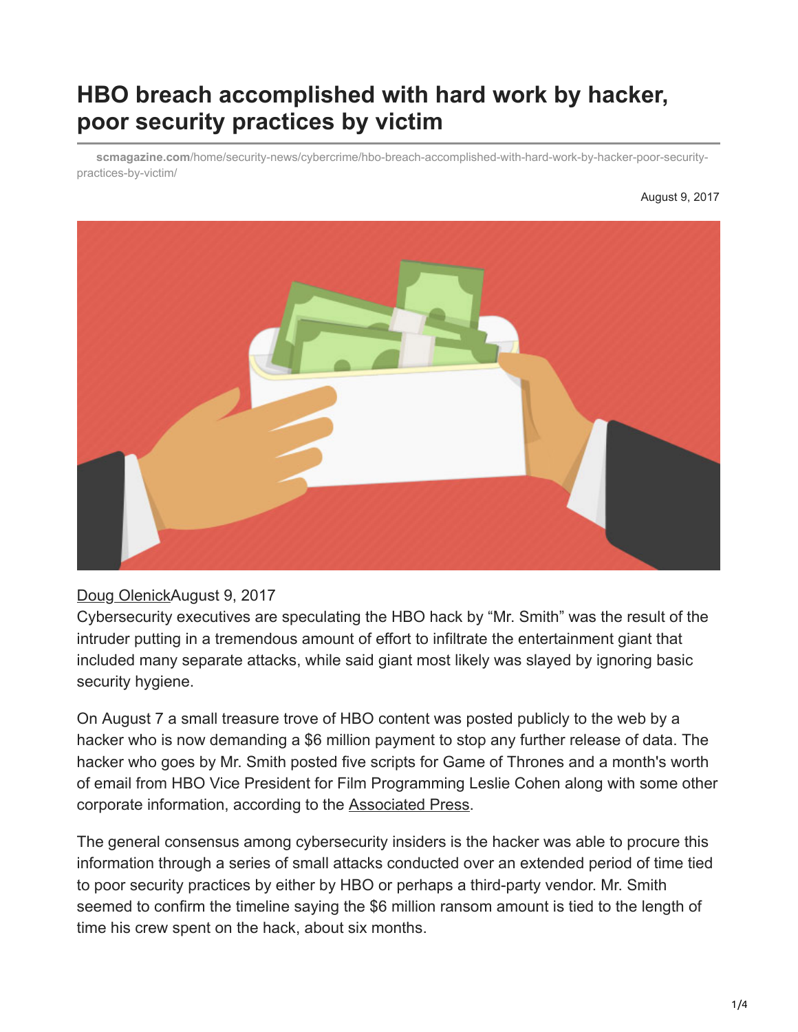# HBO breach accomplished with hard work by hacker, poor security practices by victim

**scmagazine.com**/home/security-news/cybercrime/hbo-breach-accomplished-with-hard-work-by-hacker-poor-security-practices-by-victim/

August 9, 2017

Doug OlenickAugust 9, 2017

Cybersecurity executives are speculating the HBO hack by "Mr. Smith" was the result of the intruder putting in a tremendous amount of effort to infiltrate the entertainment giant that included many separate attacks, while said giant most likely was slayed by ignoring basic security hygiene.

On August 7 a small treasure trove of HBO content was posted publicly to the web by a hacker who is now demanding a $6 million payment to stop any further release of data. The hacker who goes by Mr. Smith posted five scripts for Game of Thrones and a month's worth of email from HBO Vice President for Film Programming Leslie Cohen along with some other corporate information, according to the Associated Press.

The general consensus among cybersecurity insiders is the hacker was able to procure this information through a series of small attacks conducted over an extended period of time tied to poor security practices by either by HBO or perhaps a third-party vendor. Mr. Smith seemed to confirm the timeline saying the $6 million ransom amount is tied to the length of time his crew spent on the hack, about six months.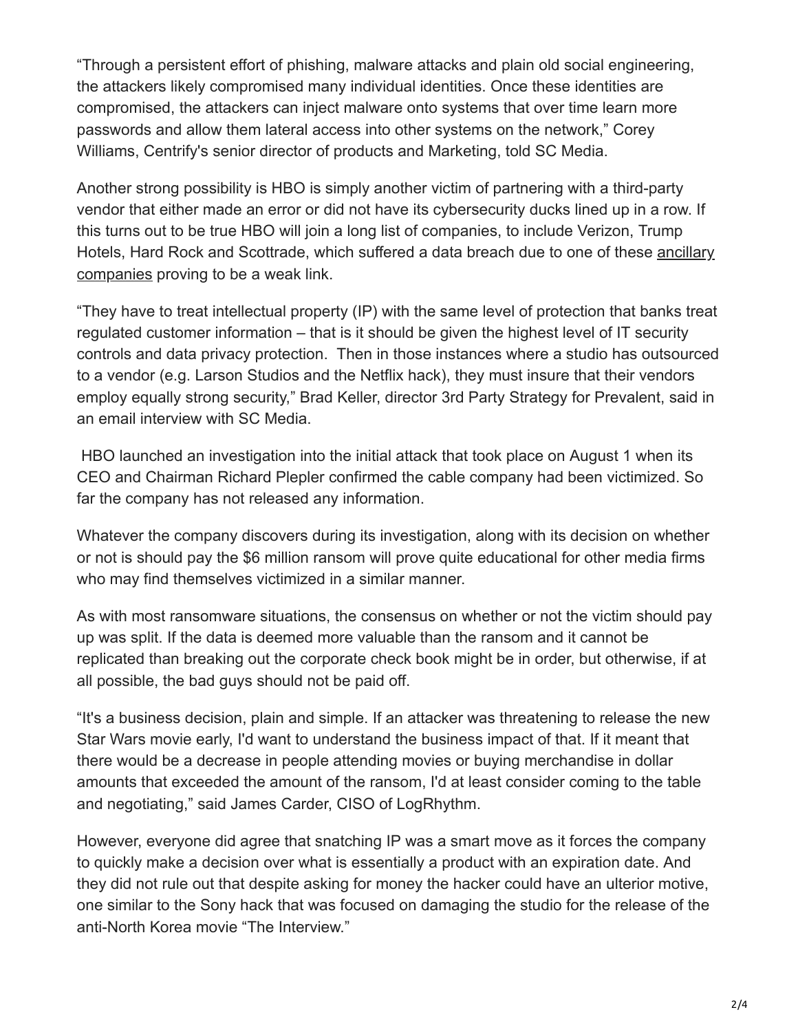"Through a persistent effort of phishing, malware attacks and plain old social engineering, the attackers likely compromised many individual identities. Once these identities are compromised, the attackers can inject malware onto systems that over time learn more passwords and allow them lateral access into other systems on the network," Corey Williams, Centrify's senior director of products and Marketing, told SC Media.

Another strong possibility is HBO is simply another victim of partnering with a third-party vendor that either made an error or did not have its cybersecurity ducks lined up in a row. If this turns out to be true HBO will join a long list of companies, to include Verizon, Trump Hotels, Hard Rock and Scottrade, which suffered a data breach due to one of these ancillary companies proving to be a weak link.

"They have to treat intellectual property (IP) with the same level of protection that banks treat regulated customer information – that is it should be given the highest level of IT security controls and data privacy protection.  Then in those instances where a studio has outsourced to a vendor (e.g. Larson Studios and the Netflix hack), they must insure that their vendors employ equally strong security," Brad Keller, director 3rd Party Strategy for Prevalent, said in an email interview with SC Media.

HBO launched an investigation into the initial attack that took place on August 1 when its CEO and Chairman Richard Plepler confirmed the cable company had been victimized. So far the company has not released any information.

Whatever the company discovers during its investigation, along with its decision on whether or not is should pay the $6 million ransom will prove quite educational for other media firms who may find themselves victimized in a similar manner.

As with most ransomware situations, the consensus on whether or not the victim should pay up was split. If the data is deemed more valuable than the ransom and it cannot be replicated than breaking out the corporate check book might be in order, but otherwise, if at all possible, the bad guys should not be paid off.

"It's a business decision, plain and simple. If an attacker was threatening to release the new Star Wars movie early, I'd want to understand the business impact of that. If it meant that there would be a decrease in people attending movies or buying merchandise in dollar amounts that exceeded the amount of the ransom, I'd at least consider coming to the table and negotiating," said James Carder, CISO of LogRhythm.

However, everyone did agree that snatching IP was a smart move as it forces the company to quickly make a decision over what is essentially a product with an expiration date. And they did not rule out that despite asking for money the hacker could have an ulterior motive, one similar to the Sony hack that was focused on damaging the studio for the release of the anti-North Korea movie "The Interview."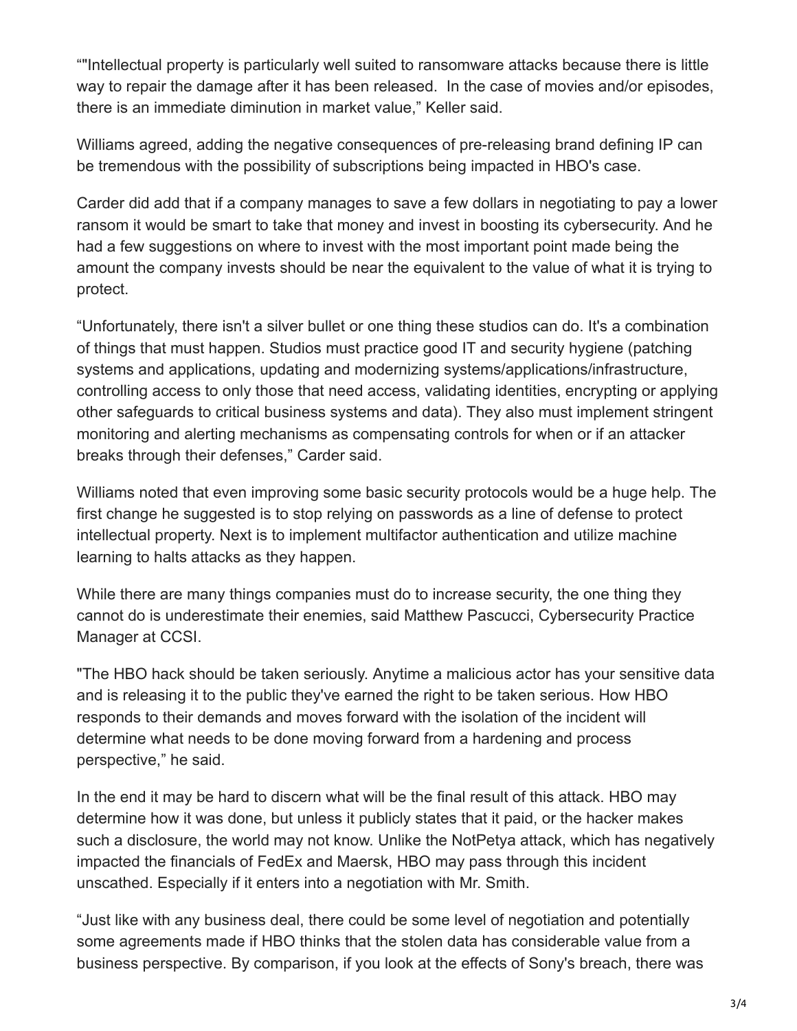“"Intellectual property is particularly well suited to ransomware attacks because there is little way to repair the damage after it has been released. In the case of movies and/or episodes, there is an immediate diminution in market value,” Keller said.

Williams agreed, adding the negative consequences of pre-releasing brand defining IP can be tremendous with the possibility of subscriptions being impacted in HBO's case.

Carder did add that if a company manages to save a few dollars in negotiating to pay a lower ransom it would be smart to take that money and invest in boosting its cybersecurity. And he had a few suggestions on where to invest with the most important point made being the amount the company invests should be near the equivalent to the value of what it is trying to protect.

“Unfortunately, there isn't a silver bullet or one thing these studios can do. It's a combination of things that must happen. Studios must practice good IT and security hygiene (patching systems and applications, updating and modernizing systems/applications/infrastructure, controlling access to only those that need access, validating identities, encrypting or applying other safeguards to critical business systems and data). They also must implement stringent monitoring and alerting mechanisms as compensating controls for when or if an attacker breaks through their defenses,” Carder said.

Williams noted that even improving some basic security protocols would be a huge help. The first change he suggested is to stop relying on passwords as a line of defense to protect intellectual property. Next is to implement multifactor authentication and utilize machine learning to halts attacks as they happen.

While there are many things companies must do to increase security, the one thing they cannot do is underestimate their enemies, said Matthew Pascucci, Cybersecurity Practice Manager at CCSI.

"The HBO hack should be taken seriously. Anytime a malicious actor has your sensitive data and is releasing it to the public they've earned the right to be taken serious. How HBO responds to their demands and moves forward with the isolation of the incident will determine what needs to be done moving forward from a hardening and process perspective,” he said.

In the end it may be hard to discern what will be the final result of this attack. HBO may determine how it was done, but unless it publicly states that it paid, or the hacker makes such a disclosure, the world may not know. Unlike the NotPetya attack, which has negatively impacted the financials of FedEx and Maersk, HBO may pass through this incident unscathed. Especially if it enters into a negotiation with Mr. Smith.

“Just like with any business deal, there could be some level of negotiation and potentially some agreements made if HBO thinks that the stolen data has considerable value from a business perspective. By comparison, if you look at the effects of Sony's breach, there was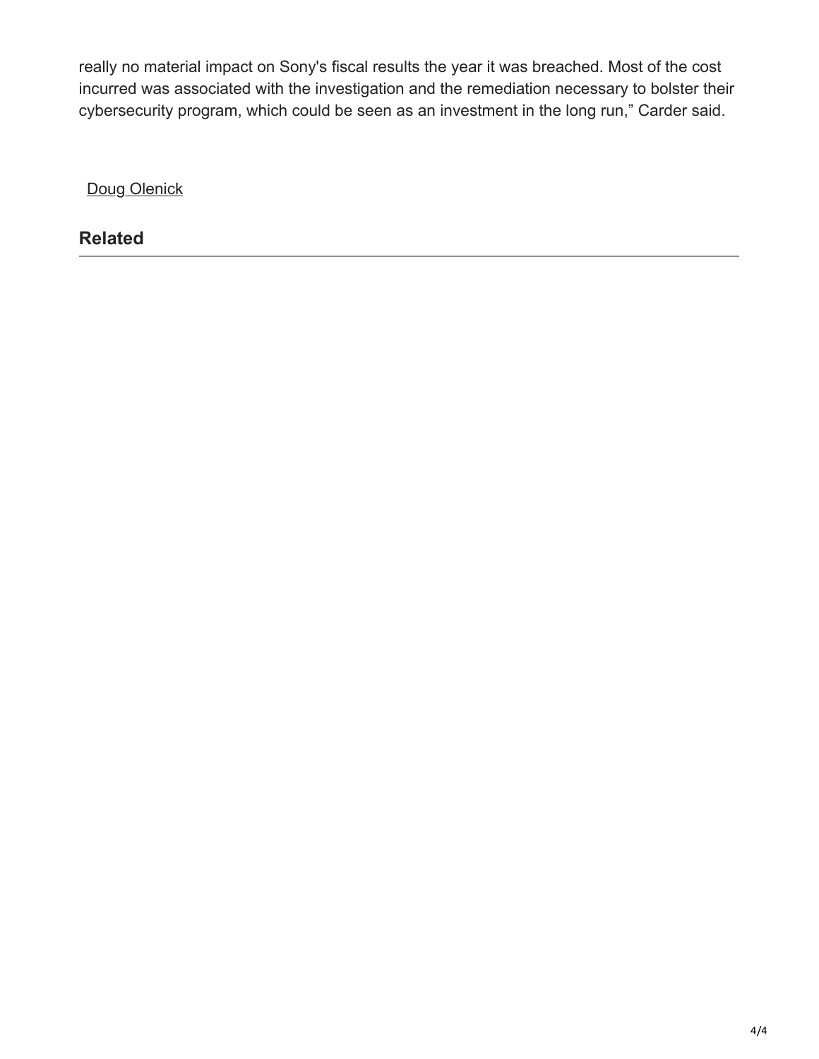really no material impact on Sony's fiscal results the year it was breached. Most of the cost incurred was associated with the investigation and the remediation necessary to bolster their cybersecurity program, which could be seen as an investment in the long run," Carder said.

Doug Olenick

## Related